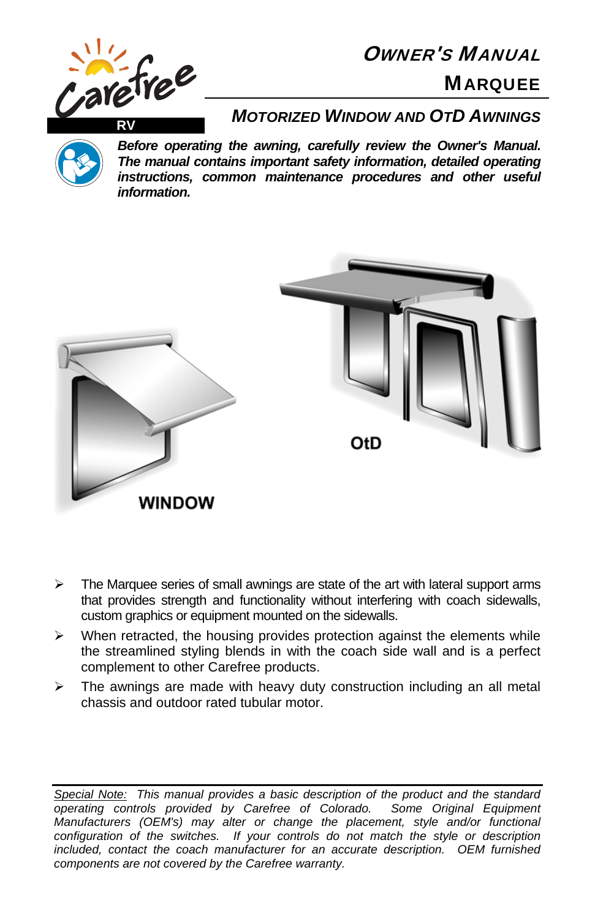Carefree RV

# OWNER'S MANUAL

## MARQUEE

### MOTORIZED WINDOW AND OTD AWNINGS

***Before operating the awning, carefully review the Owner's Manual. The manual contains important safety information, detailed operating instructions, common maintenance procedures and other useful information.***

OtD

WINDOW

- The Marquee series of small awnings are state of the art with lateral support arms that provides strength and functionality without interfering with coach sidewalls, custom graphics or equipment mounted on the sidewalls.
- When retracted, the housing provides protection against the elements while the streamlined styling blends in with the coach side wall and is a perfect complement to other Carefree products.
- The awnings are made with heavy duty construction including an all metal chassis and outdoor rated tubular motor.

---

*Special Note: This manual provides a basic description of the product and the standard operating controls provided by Carefree of Colorado. Some Original Equipment Manufacturers (OEM's) may alter or change the placement, style and/or functional configuration of the switches. If your controls do not match the style or description included, contact the coach manufacturer for an accurate description. OEM furnished components are not covered by the Carefree warranty.*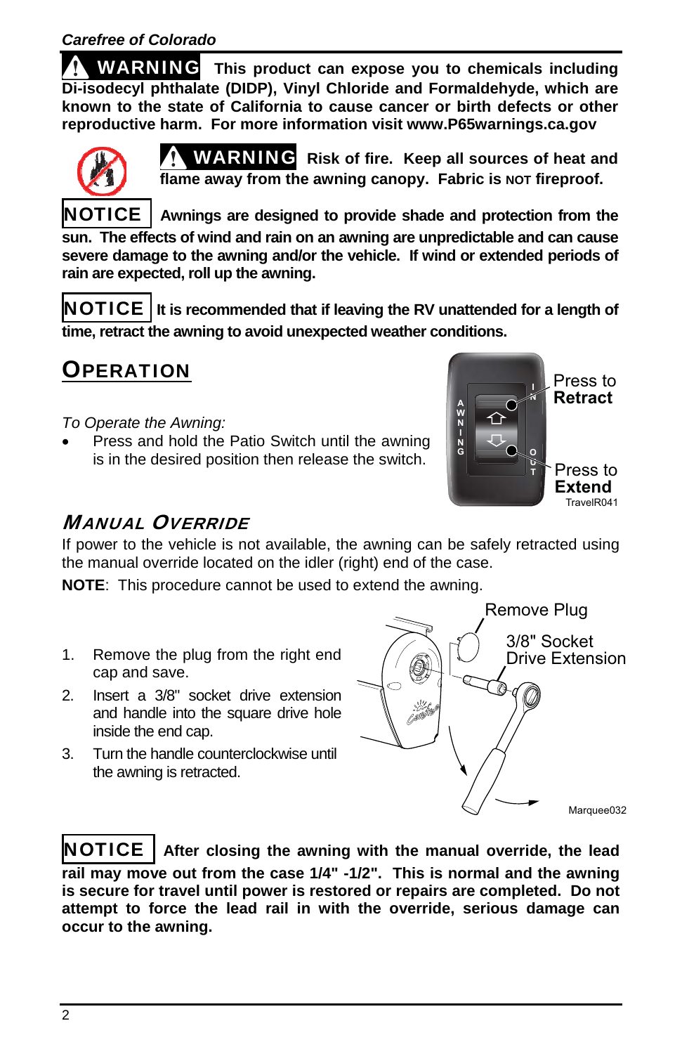**⚠ WARNING** **This product can expose you to chemicals including Di-isodecyl phthalate (DIDP), Vinyl Chloride and Formaldehyde, which are known to the state of California to cause cancer or birth defects or other reproductive harm. For more information visit www.P65warnings.ca.gov**

**⚠ WARNING** **Risk of fire. Keep all sources of heat and flame away from the awning canopy. Fabric is NOT fireproof.**

**NOTICE** **Awnings are designed to provide shade and protection from the sun. The effects of wind and rain on an awning are unpredictable and can cause severe damage to the awning and/or the vehicle. If wind or extended periods of rain are expected, roll up the awning.**

**NOTICE** **It is recommended that if leaving the RV unattended for a length of time, retract the awning to avoid unexpected weather conditions.**

# OPERATION

*To Operate the Awning:*

- Press and hold the Patio Switch until the awning is in the desired position then release the switch.

Press to **Retract**

Press to **Extend**

TravelR041

## *MANUAL OVERRIDE*

If power to the vehicle is not available, the awning can be safely retracted using the manual override located on the idler (right) end of the case.

**NOTE**: This procedure cannot be used to extend the awning.

1. Remove the plug from the right end cap and save.
2. Insert a 3/8" socket drive extension and handle into the square drive hole inside the end cap.
3. Turn the handle counterclockwise until the awning is retracted.

Remove Plug

3/8" Socket Drive Extension

Marquee032

**NOTICE** **After closing the awning with the manual override, the lead rail may move out from the case 1/4" -1/2". This is normal and the awning is secure for travel until power is restored or repairs are completed. Do not attempt to force the lead rail in with the override, serious damage can occur to the awning.**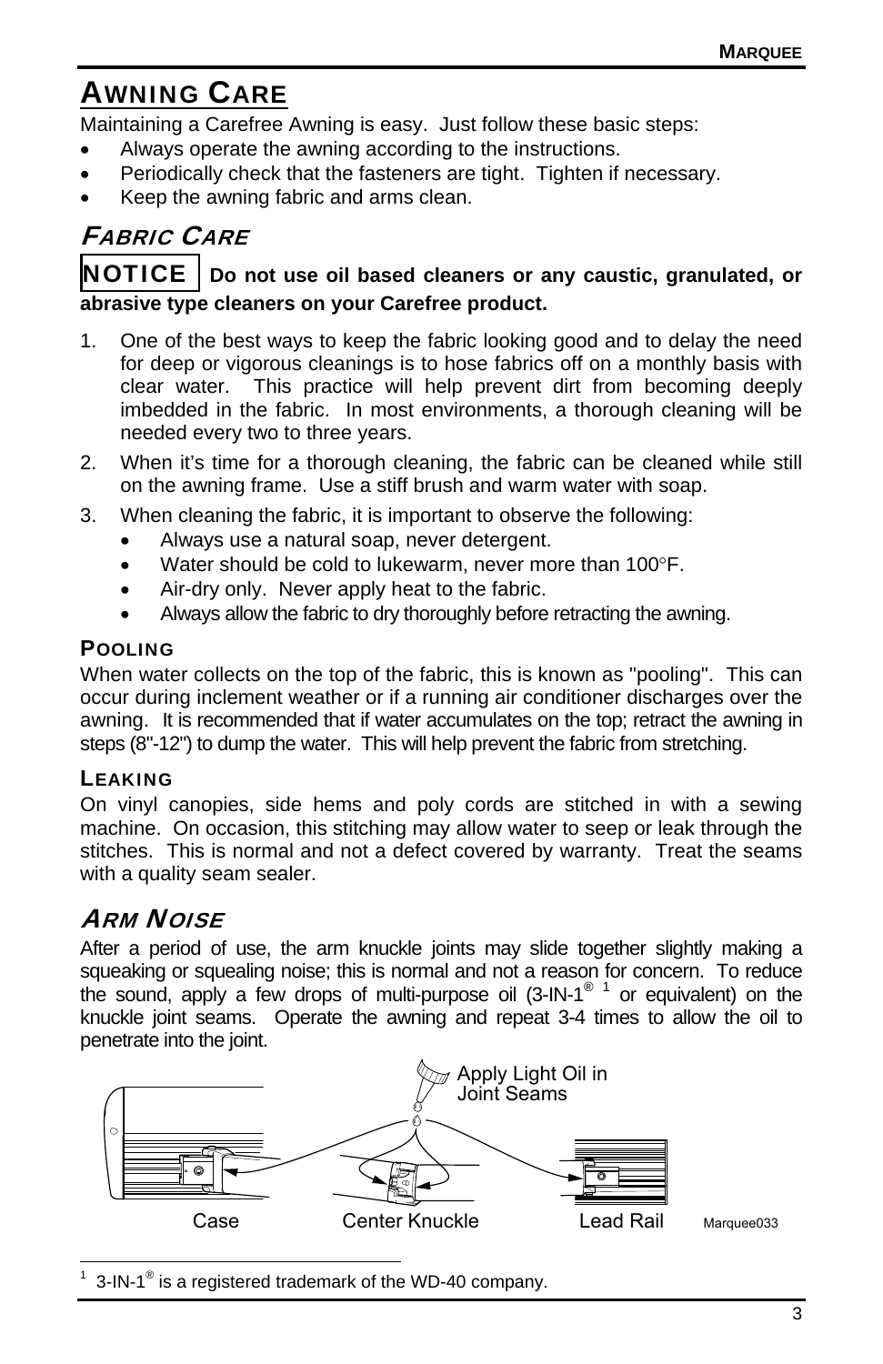# AWNING CARE

Maintaining a Carefree Awning is easy. Just follow these basic steps:

- Always operate the awning according to the instructions.
- Periodically check that the fasteners are tight. Tighten if necessary.
- Keep the awning fabric and arms clean.

## FABRIC CARE

**NOTICE** **Do not use oil based cleaners or any caustic, granulated, or abrasive type cleaners on your Carefree product.**

1. One of the best ways to keep the fabric looking good and to delay the need for deep or vigorous cleanings is to hose fabrics off on a monthly basis with clear water. This practice will help prevent dirt from becoming deeply imbedded in the fabric. In most environments, a thorough cleaning will be needed every two to three years.
2. When it's time for a thorough cleaning, the fabric can be cleaned while still on the awning frame. Use a stiff brush and warm water with soap.
3. When cleaning the fabric, it is important to observe the following:
   - Always use a natural soap, never detergent.
   - Water should be cold to lukewarm, never more than 100°F.
   - Air-dry only. Never apply heat to the fabric.
   - Always allow the fabric to dry thoroughly before retracting the awning.

### POOLING

When water collects on the top of the fabric, this is known as "pooling". This can occur during inclement weather or if a running air conditioner discharges over the awning. It is recommended that if water accumulates on the top; retract the awning in steps (8"-12") to dump the water. This will help prevent the fabric from stretching.

### LEAKING

On vinyl canopies, side hems and poly cords are stitched in with a sewing machine. On occasion, this stitching may allow water to seep or leak through the stitches. This is normal and not a defect covered by warranty. Treat the seams with a quality seam sealer.

## ARM NOISE

After a period of use, the arm knuckle joints may slide together slightly making a squeaking or squealing noise; this is normal and not a reason for concern. To reduce the sound, apply a few drops of multi-purpose oil (3-IN-1® [1] or equivalent) on the knuckle joint seams. Operate the awning and repeat 3-4 times to allow the oil to penetrate into the joint.

Apply Light Oil in Joint Seams

Case | Center Knuckle | Lead Rail

Marquee033

[1] 3-IN-1® is a registered trademark of the WD-40 company.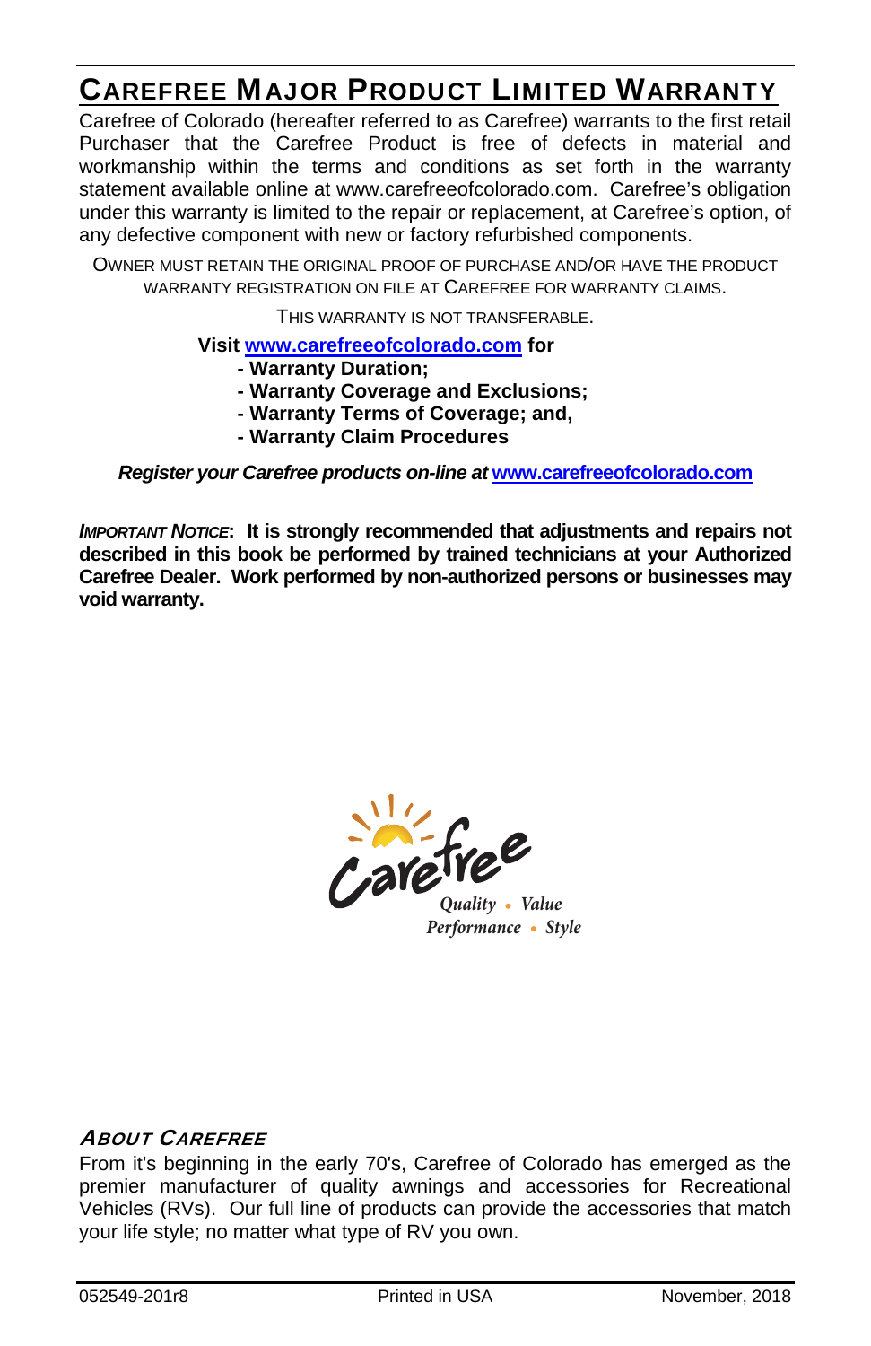# Carefree Major Product Limited Warranty

Carefree of Colorado (hereafter referred to as Carefree) warrants to the first retail Purchaser that the Carefree Product is free of defects in material and workmanship within the terms and conditions as set forth in the warranty statement available online at www.carefreeofcolorado.com. Carefree's obligation under this warranty is limited to the repair or replacement, at Carefree's option, of any defective component with new or factory refurbished components.

OWNER MUST RETAIN THE ORIGINAL PROOF OF PURCHASE AND/OR HAVE THE PRODUCT WARRANTY REGISTRATION ON FILE AT CAREFREE FOR WARRANTY CLAIMS.

THIS WARRANTY IS NOT TRANSFERABLE.

**Visit [www.carefreeofcolorado.com](www.carefreeofcolorado.com) for**

- **Warranty Duration;**
- **Warranty Coverage and Exclusions;**
- **Warranty Terms of Coverage; and,**
- **Warranty Claim Procedures**

***Register your Carefree products on-line at [www.carefreeofcolorado.com](www.carefreeofcolorado.com)***

***IMPORTANT NOTICE*: It is strongly recommended that adjustments and repairs not described in this book be performed by trained technicians at your Authorized Carefree Dealer. Work performed by non-authorized persons or businesses may void warranty.**

Carefree

Quality • Value
Performance • Style

## *About Carefree*

From it's beginning in the early 70's, Carefree of Colorado has emerged as the premier manufacturer of quality awnings and accessories for Recreational Vehicles (RVs). Our full line of products can provide the accessories that match your life style; no matter what type of RV you own.

052549-201r8 Printed in USA November, 2018